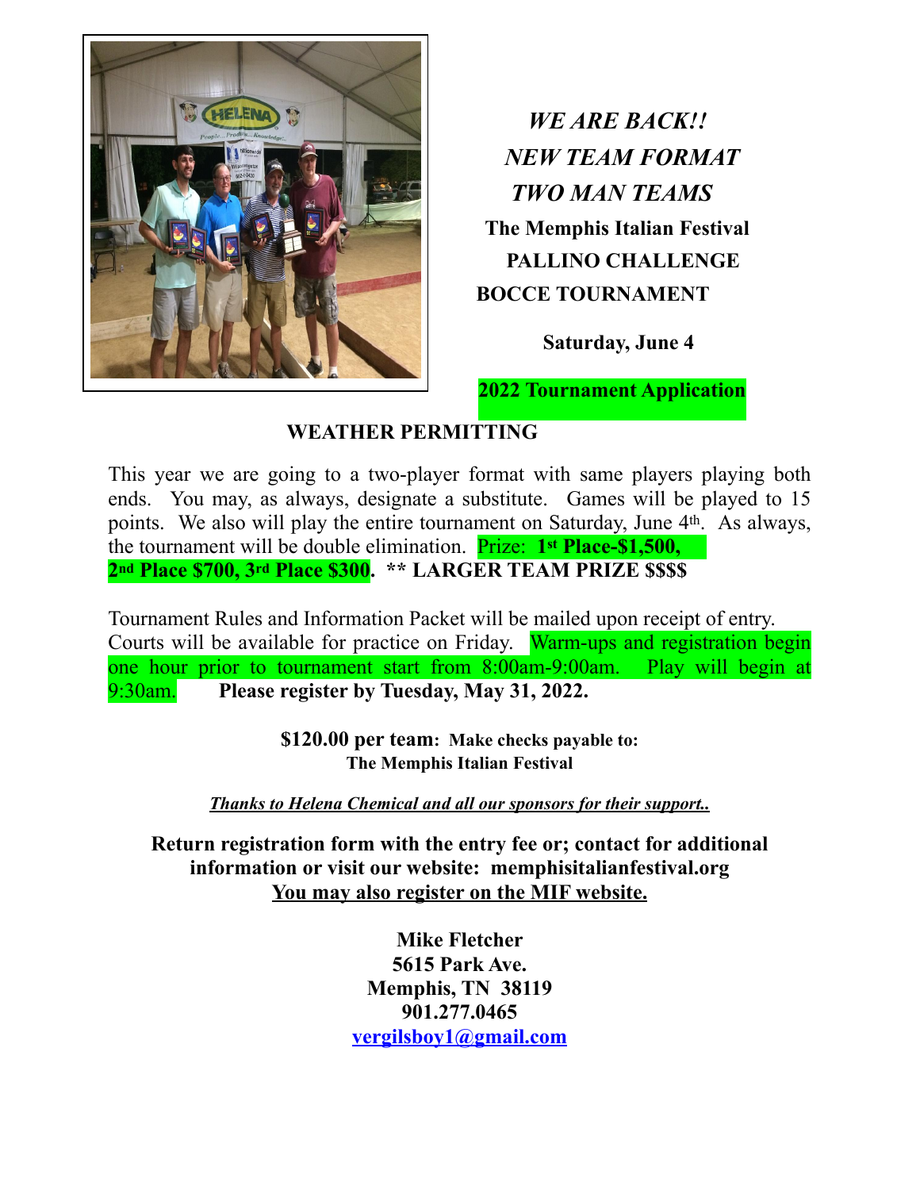*WE ARE BACK!!*

*NEW TEAM FORMAT*

*TWO MAN TEAMS*

**The Memphis Italian Festival**

**PALLINO CHALLENGE**

**BOCCE TOURNAMENT**

**Saturday, June 4**

**2022 Tournament Application**

**WEATHER PERMITTING**

This year we are going to a two-player format with same players playing both ends. You may, as always, designate a substitute. Games will be played to 15 points. We also will play the entire tournament on Saturday, June 4th. As always, the tournament will be double elimination. Prize: **1st Place-$1,500, 2nd Place $700, 3rd Place $300. ** LARGER TEAM PRIZE $$$$**

Tournament Rules and Information Packet will be mailed upon receipt of entry. Courts will be available for practice on Friday. Warm-ups and registration begin one hour prior to tournament start from 8:00am-9:00am. Play will begin at 9:30am. **Please register by Tuesday, May 31, 2022.**

**$120.00 per team: Make checks payable to: The Memphis Italian Festival**

***Thanks to Helena Chemical and all our sponsors for their support..***

**Return registration form with the entry fee or; contact for additional information or visit our website: memphisitalianfestival.org**

**You may also register on the MIF website.**

**Mike Fletcher**
**5615 Park Ave.**
**Memphis, TN 38119**
**901.277.0465**
**vergilsboy1@gmail.com**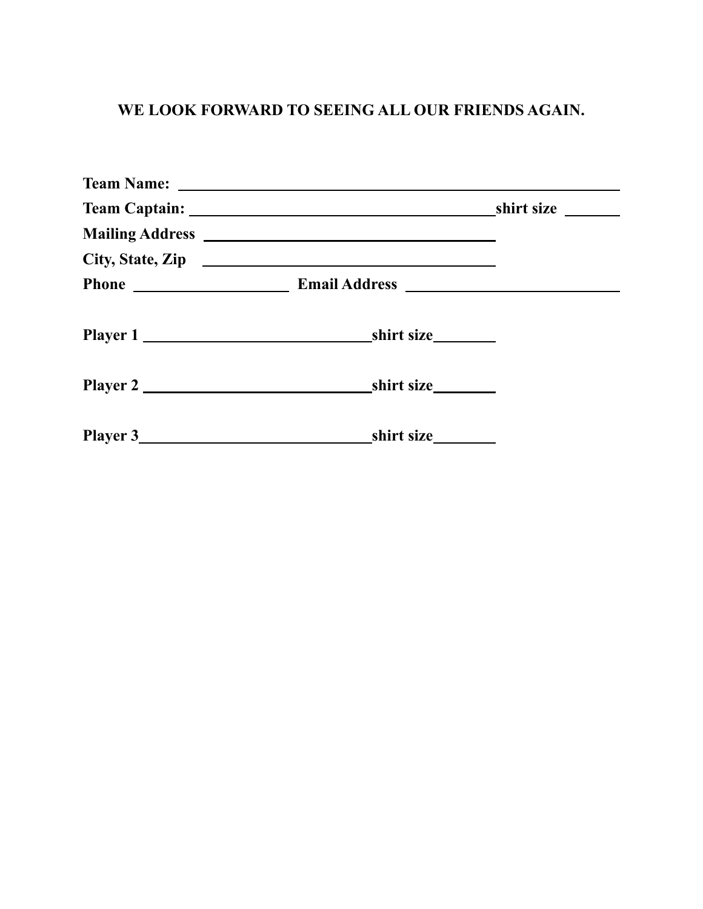**WE LOOK FORWARD TO SEEING ALL OUR FRIENDS AGAIN.**

**Team Name:** ____________________________________________

**Team Captain:** ______________________________ **shirt size** ______

**Mailing Address** ______________________________

**City, State, Zip** ______________________________

**Phone** ________________ **Email Address** ______________________

**Player 1** ________________________ **shirt size** ______

**Player 2** ________________________ **shirt size** ______

**Player 3** ________________________ **shirt size** ______